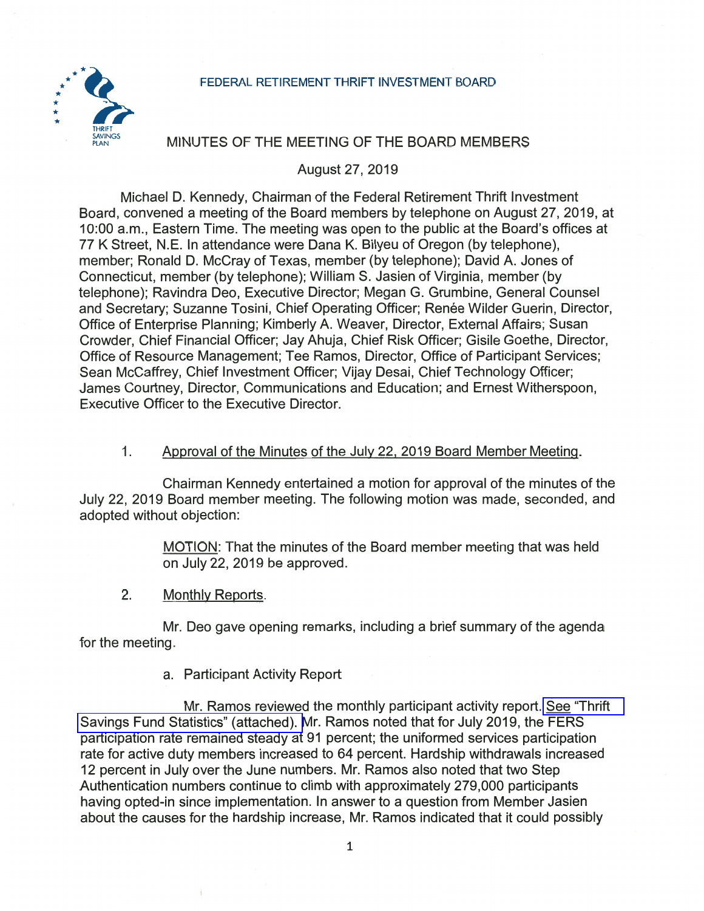FEDERAL RETIREMENT THRIFT INVESTMENT BOARD

# MINUTES OF THE MEETING OF THE BOARD MEMBERS

August 27, 2019

Michael D. Kennedy, Chairman of the Federal Retirement Thrift Investment Board, convened a meeting of the Board members by telephone on August 27, 2019, at 10:00 a.m., Eastern Time. The meeting was open to the public at the Board's offices at 77 K Street, N.E. In attendance were Dana K. Bilyeu of Oregon (by telephone), member; Ronald D. McCray of Texas, member (by telephone); David A. Jones of Connecticut, member (by telephone); William S. Jasien of Virginia, member (by telephone); Ravindra Deo, Executive Director; Megan G. Grumbine, General Counsel and Secretary; Suzanne Tosini, Chief Operating Officer; Renée Wilder Guerin, Director, Office of Enterprise Planning; Kimberly A. Weaver, Director, External Affairs; Susan Crowder, Chief Financial Officer; Jay Ahuja, Chief Risk Officer; Gisile Goethe, Director, Office of Resource Management; Tee Ramos, Director, Office of Participant Services; Sean McCaffrey, Chief Investment Officer; Vijay Desai, Chief Technology Officer; James Courtney, Director, Communications and Education; and Ernest Witherspoon, Executive Officer to the Executive Director.

1. <u>Approval of the Minutes of the July 22, 2019 Board Member Meeting</u>.

Chairman Kennedy entertained a motion for approval of the minutes of the July 22, 2019 Board member meeting. The following motion was made, seconded, and adopted without objection:

> <u>MOTION</u>: That the minutes of the Board member meeting that was held on July 22, 2019 be approved.

2. <u>Monthly Reports</u>.

Mr. Deo gave opening remarks, including a brief summary of the agenda for the meeting.

a. Participant Activity Report

Mr. Ramos reviewed the monthly participant activity report. See "Thrift Savings Fund Statistics" (attached). Mr. Ramos noted that for July 2019, the FERS participation rate remained steady at 91 percent; the uniformed services participation rate for active duty members increased to 64 percent. Hardship withdrawals increased 12 percent in July over the June numbers. Mr. Ramos also noted that two Step Authentication numbers continue to climb with approximately 279,000 participants having opted-in since implementation. In answer to a question from Member Jasien about the causes for the hardship increase, Mr. Ramos indicated that it could possibly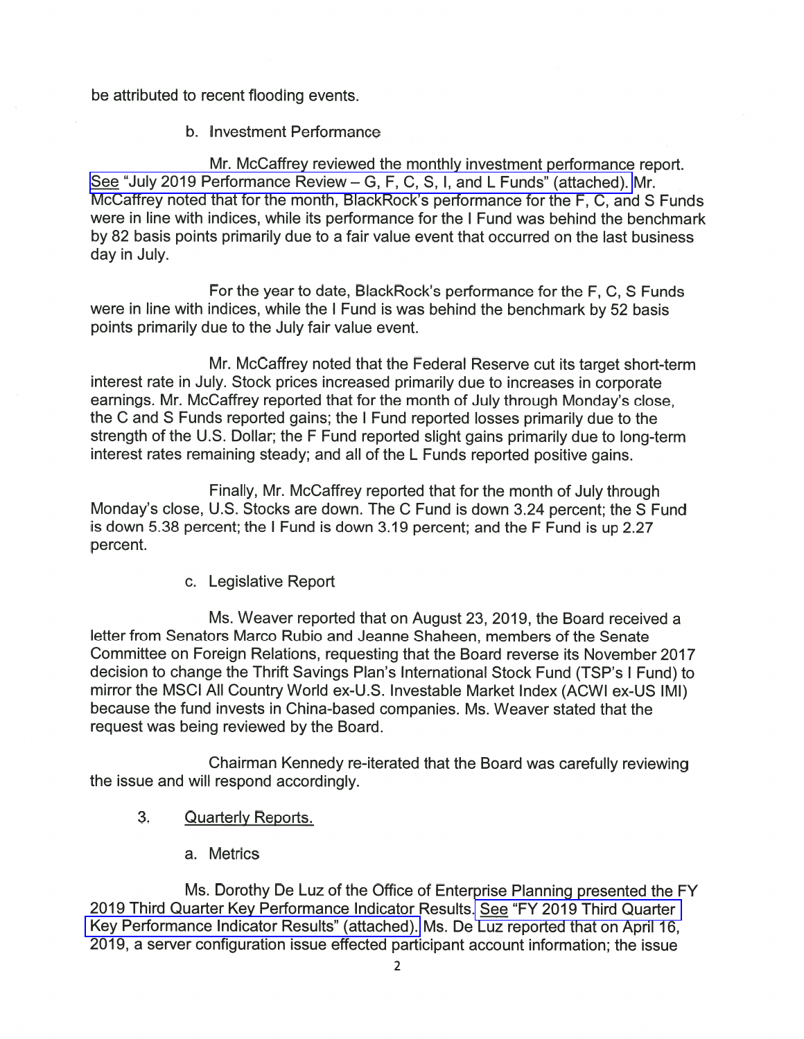be attributed to recent flooding events.

b. Investment Performance

Mr. McCaffrey reviewed the monthly investment performance report. See "July 2019 Performance Review – G, F, C, S, I, and L Funds" (attached). Mr. McCaffrey noted that for the month, BlackRock's performance for the F, C, and S Funds were in line with indices, while its performance for the I Fund was behind the benchmark by 82 basis points primarily due to a fair value event that occurred on the last business day in July.

For the year to date, BlackRock's performance for the F, C, S Funds were in line with indices, while the I Fund is was behind the benchmark by 52 basis points primarily due to the July fair value event.

Mr. McCaffrey noted that the Federal Reserve cut its target short-term interest rate in July. Stock prices increased primarily due to increases in corporate earnings. Mr. McCaffrey reported that for the month of July through Monday's close, the C and S Funds reported gains; the I Fund reported losses primarily due to the strength of the U.S. Dollar; the F Fund reported slight gains primarily due to long-term interest rates remaining steady; and all of the L Funds reported positive gains.

Finally, Mr. McCaffrey reported that for the month of July through Monday's close, U.S. Stocks are down. The C Fund is down 3.24 percent; the S Fund is down 5.38 percent; the I Fund is down 3.19 percent; and the F Fund is up 2.27 percent.

c. Legislative Report

Ms. Weaver reported that on August 23, 2019, the Board received a letter from Senators Marco Rubio and Jeanne Shaheen, members of the Senate Committee on Foreign Relations, requesting that the Board reverse its November 2017 decision to change the Thrift Savings Plan's International Stock Fund (TSP's I Fund) to mirror the MSCI All Country World ex-U.S. Investable Market Index (ACWI ex-US IMI) because the fund invests in China-based companies. Ms. Weaver stated that the request was being reviewed by the Board.

Chairman Kennedy re-iterated that the Board was carefully reviewing the issue and will respond accordingly.

3. Quarterly Reports.

a. Metrics

Ms. Dorothy De Luz of the Office of Enterprise Planning presented the FY 2019 Third Quarter Key Performance Indicator Results. See "FY 2019 Third Quarter Key Performance Indicator Results" (attached). Ms. De Luz reported that on April 16, 2019, a server configuration issue effected participant account information; the issue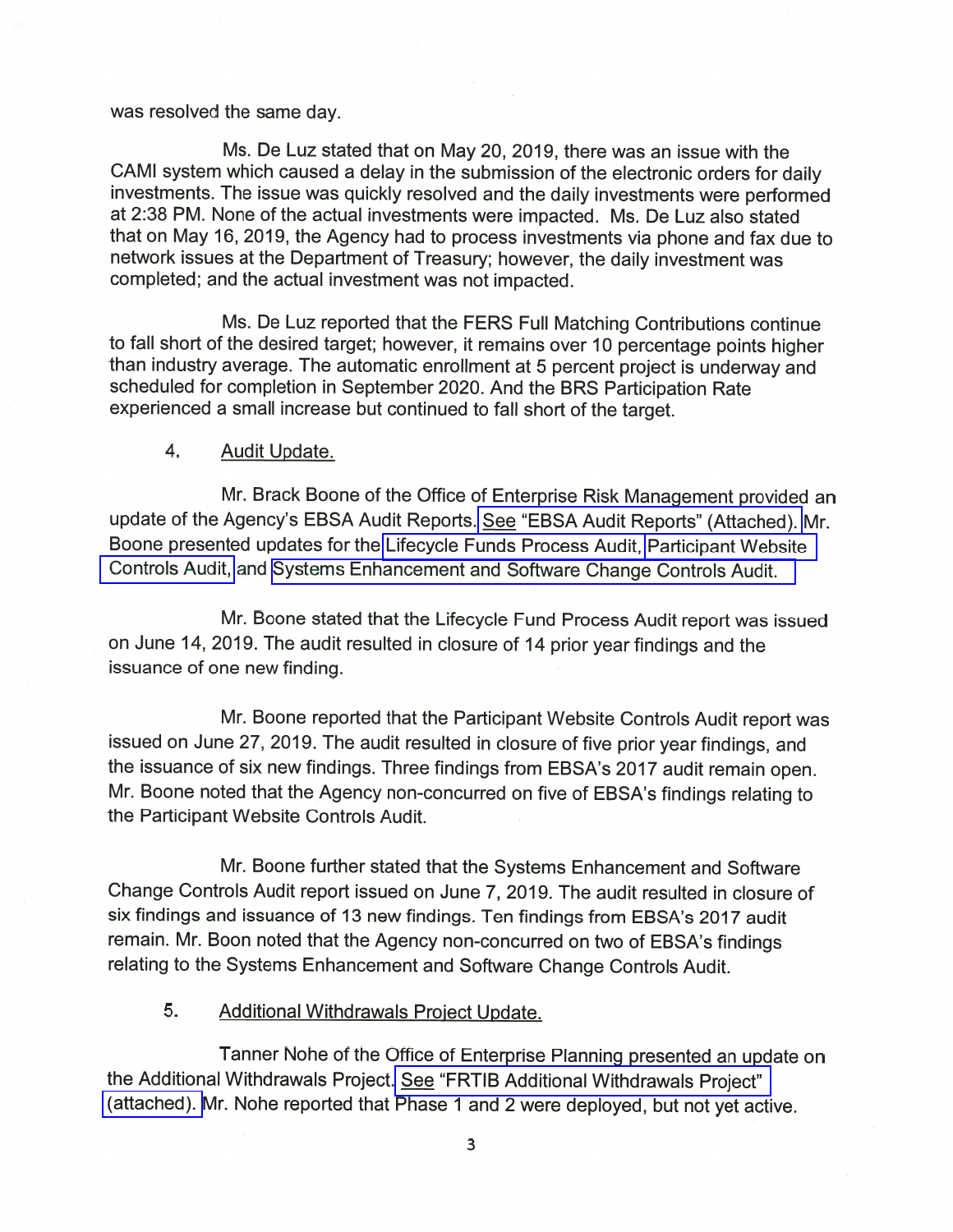was resolved the same day.

Ms. De Luz stated that on May 20, 2019, there was an issue with the CAMI system which caused a delay in the submission of the electronic orders for daily investments. The issue was quickly resolved and the daily investments were performed at 2:38 PM. None of the actual investments were impacted. Ms. De Luz also stated that on May 16, 2019, the Agency had to process investments via phone and fax due to network issues at the Department of Treasury; however, the daily investment was completed; and the actual investment was not impacted.

Ms. De Luz reported that the FERS Full Matching Contributions continue to fall short of the desired target; however, it remains over 10 percentage points higher than industry average. The automatic enrollment at 5 percent project is underway and scheduled for completion in September 2020. And the BRS Participation Rate experienced a small increase but continued to fall short of the target.

4. Audit Update.

Mr. Brack Boone of the Office of Enterprise Risk Management provided an update of the Agency's EBSA Audit Reports. See "EBSA Audit Reports" (Attached). Mr. Boone presented updates for the Lifecycle Funds Process Audit, Participant Website Controls Audit, and Systems Enhancement and Software Change Controls Audit.

Mr. Boone stated that the Lifecycle Fund Process Audit report was issued on June 14, 2019. The audit resulted in closure of 14 prior year findings and the issuance of one new finding.

Mr. Boone reported that the Participant Website Controls Audit report was issued on June 27, 2019. The audit resulted in closure of five prior year findings, and the issuance of six new findings. Three findings from EBSA's 2017 audit remain open. Mr. Boone noted that the Agency non-concurred on five of EBSA's findings relating to the Participant Website Controls Audit.

Mr. Boone further stated that the Systems Enhancement and Software Change Controls Audit report issued on June 7, 2019. The audit resulted in closure of six findings and issuance of 13 new findings. Ten findings from EBSA's 2017 audit remain. Mr. Boon noted that the Agency non-concurred on two of EBSA's findings relating to the Systems Enhancement and Software Change Controls Audit.

5. Additional Withdrawals Project Update.

Tanner Nohe of the Office of Enterprise Planning presented an update on the Additional Withdrawals Project. See "FRTIB Additional Withdrawals Project" (attached). Mr. Nohe reported that Phase 1 and 2 were deployed, but not yet active.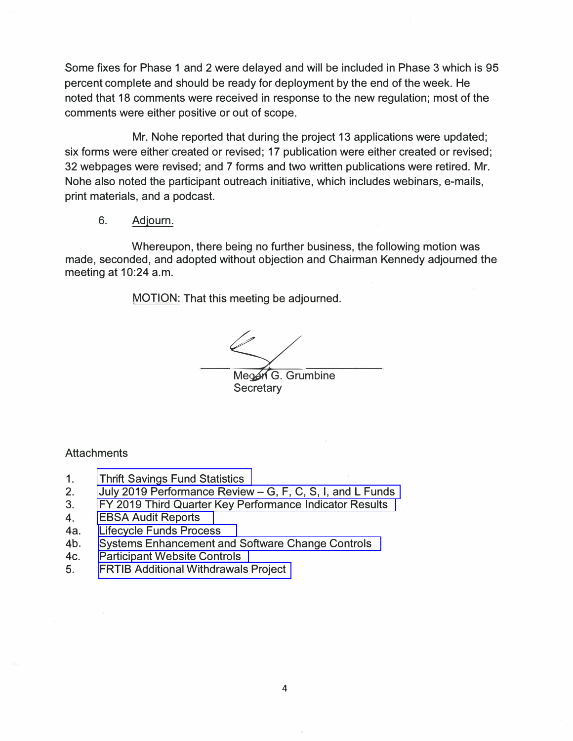Some fixes for Phase 1 and 2 were delayed and will be included in Phase 3 which is 95 percent complete and should be ready for deployment by the end of the week. He noted that 18 comments were received in response to the new regulation; most of the comments were either positive or out of scope.

Mr. Nohe reported that during the project 13 applications were updated; six forms were either created or revised; 17 publication were either created or revised; 32 webpages were revised; and 7 forms and two written publications were retired. Mr. Nohe also noted the participant outreach initiative, which includes webinars, e-mails, print materials, and a podcast.

6. Adjourn.

Whereupon, there being no further business, the following motion was made, seconded, and adopted without objection and Chairman Kennedy adjourned the meeting at 10:24 a.m.

MOTION: That this meeting be adjourned.

Megan G. Grumbine
Secretary

Attachments

1. Thrift Savings Fund Statistics
2. July 2019 Performance Review – G, F, C, S, I, and L Funds
3. FY 2019 Third Quarter Key Performance Indicator Results
4. EBSA Audit Reports
4a. Lifecycle Funds Process
4b. Systems Enhancement and Software Change Controls
4c. Participant Website Controls
5. FRTIB Additional Withdrawals Project